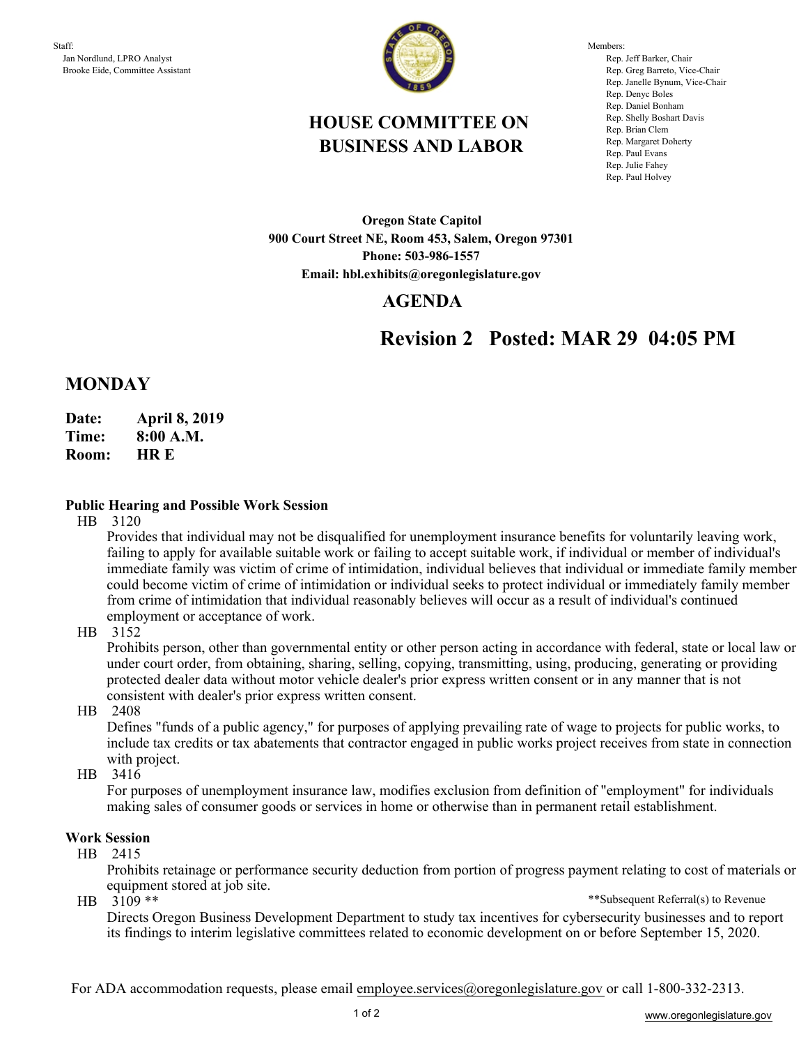Staff:
Jan Nordlund, LPRO Analyst
Brooke Eide, Committee Assistant

Members:
Rep. Jeff Barker, Chair
Rep. Greg Barreto, Vice-Chair
Rep. Janelle Bynum, Vice-Chair
Rep. Denyc Boles
Rep. Daniel Bonham
Rep. Shelly Boshart Davis
Rep. Brian Clem
Rep. Margaret Doherty
Rep. Paul Evans
Rep. Julie Fahey
Rep. Paul Holvey

# HOUSE COMMITTEE ON BUSINESS AND LABOR

**Oregon State Capitol**
**900 Court Street NE, Room 453, Salem, Oregon 97301**
**Phone: 503-986-1557**
**Email: hbl.exhibits@oregonlegislature.gov**

## AGENDA

## Revision 2 Posted: MAR 29 04:05 PM

## MONDAY

**Date:** **April 8, 2019**
**Time:** **8:00 A.M.**
**Room:** **HR E**

### Public Hearing and Possible Work Session

HB 3120
Provides that individual may not be disqualified for unemployment insurance benefits for voluntarily leaving work, failing to apply for available suitable work or failing to accept suitable work, if individual or member of individual's immediate family was victim of crime of intimidation, individual believes that individual or immediate family member could become victim of crime of intimidation or individual seeks to protect individual or immediately family member from crime of intimidation that individual reasonably believes will occur as a result of individual's continued employment or acceptance of work.

HB 3152
Prohibits person, other than governmental entity or other person acting in accordance with federal, state or local law or under court order, from obtaining, sharing, selling, copying, transmitting, using, producing, generating or providing protected dealer data without motor vehicle dealer's prior express written consent or in any manner that is not consistent with dealer's prior express written consent.

HB 2408
Defines "funds of a public agency," for purposes of applying prevailing rate of wage to projects for public works, to include tax credits or tax abatements that contractor engaged in public works project receives from state in connection with project.

HB 3416
For purposes of unemployment insurance law, modifies exclusion from definition of "employment" for individuals making sales of consumer goods or services in home or otherwise than in permanent retail establishment.

### Work Session

HB 2415
Prohibits retainage or performance security deduction from portion of progress payment relating to cost of materials or equipment stored at job site.

HB 3109 ** — **Subsequent Referral(s) to Revenue
Directs Oregon Business Development Department to study tax incentives for cybersecurity businesses and to report its findings to interim legislative committees related to economic development on or before September 15, 2020.

For ADA accommodation requests, please email employee.services@oregonlegislature.gov or call 1-800-332-2313.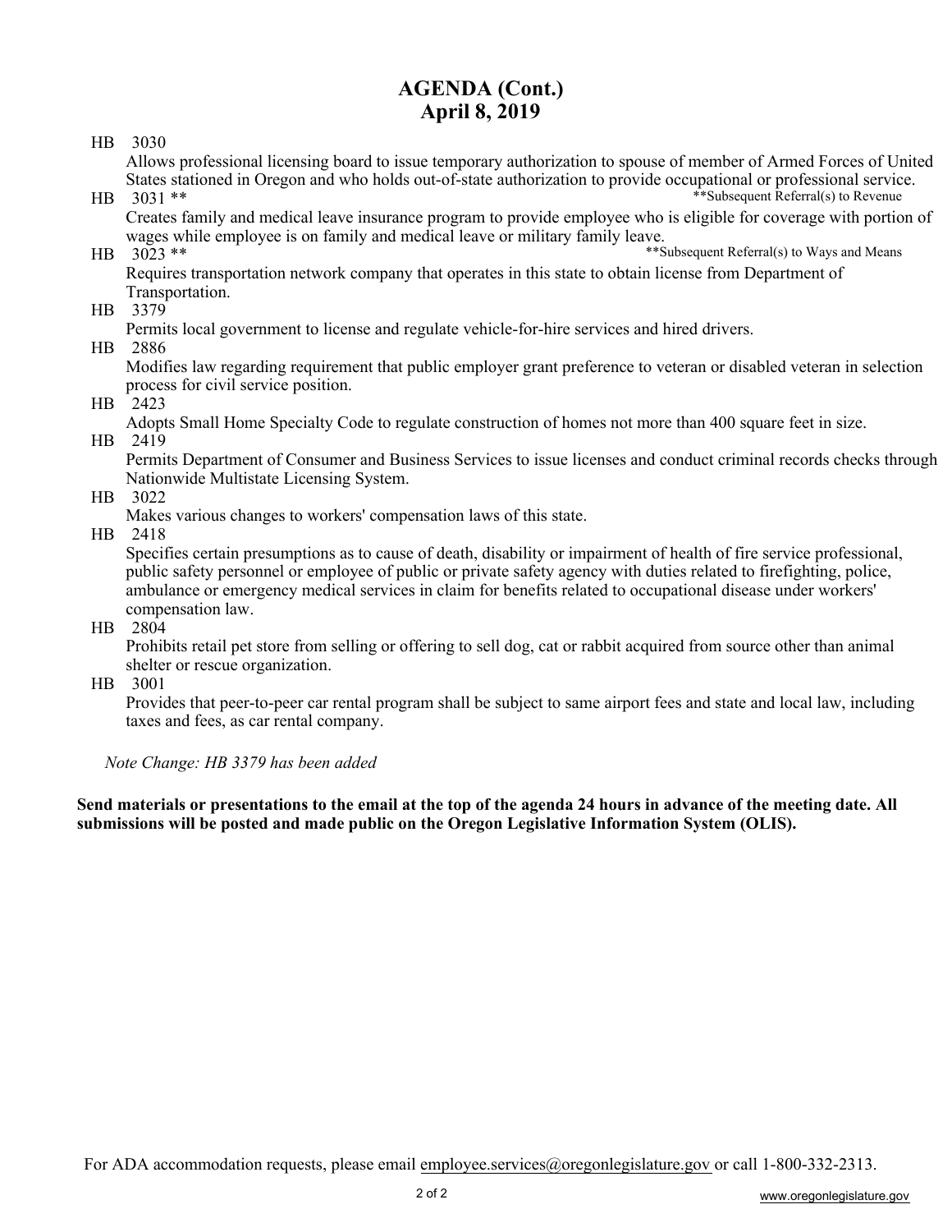# AGENDA (Cont.)
# April 8, 2019

HB 3030

Allows professional licensing board to issue temporary authorization to spouse of member of Armed Forces of United States stationed in Oregon and who holds out-of-state authorization to provide occupational or professional service.

HB 3031 ** **Subsequent Referral(s) to Revenue

Creates family and medical leave insurance program to provide employee who is eligible for coverage with portion of wages while employee is on family and medical leave or military family leave.

HB 3023 ** **Subsequent Referral(s) to Ways and Means

Requires transportation network company that operates in this state to obtain license from Department of Transportation.

HB 3379

Permits local government to license and regulate vehicle-for-hire services and hired drivers.

HB 2886

Modifies law regarding requirement that public employer grant preference to veteran or disabled veteran in selection process for civil service position.

HB 2423

Adopts Small Home Specialty Code to regulate construction of homes not more than 400 square feet in size.

HB 2419

Permits Department of Consumer and Business Services to issue licenses and conduct criminal records checks through Nationwide Multistate Licensing System.

HB 3022

Makes various changes to workers' compensation laws of this state.

HB 2418

Specifies certain presumptions as to cause of death, disability or impairment of health of fire service professional, public safety personnel or employee of public or private safety agency with duties related to firefighting, police, ambulance or emergency medical services in claim for benefits related to occupational disease under workers' compensation law.

HB 2804

Prohibits retail pet store from selling or offering to sell dog, cat or rabbit acquired from source other than animal shelter or rescue organization.

HB 3001

Provides that peer-to-peer car rental program shall be subject to same airport fees and state and local law, including taxes and fees, as car rental company.

*Note Change: HB 3379 has been added*

**Send materials or presentations to the email at the top of the agenda 24 hours in advance of the meeting date. All submissions will be posted and made public on the Oregon Legislative Information System (OLIS).**

For ADA accommodation requests, please email employee.services@oregonlegislature.gov or call 1-800-332-2313.